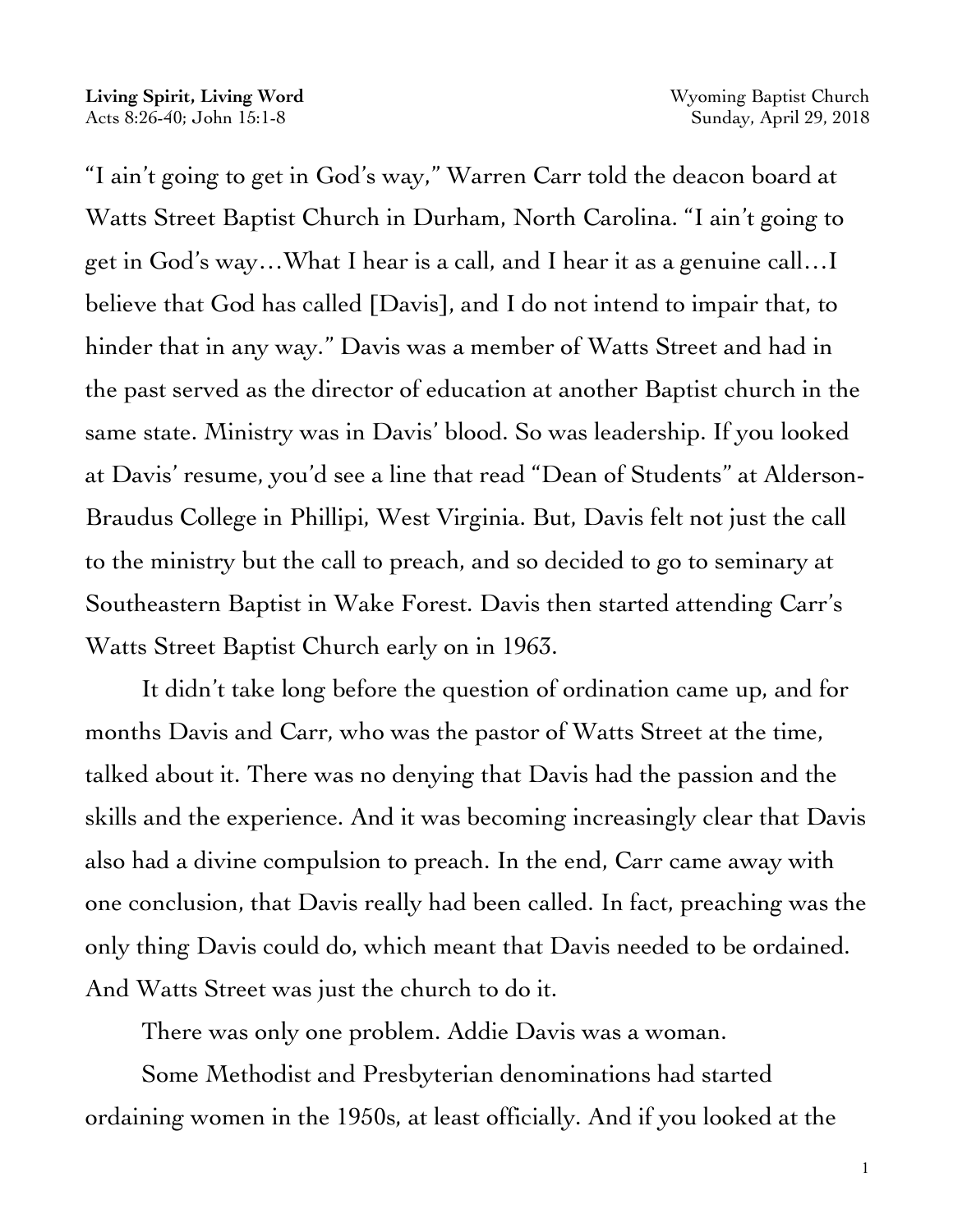**Living Spirit, Living Word**
Acts 8:26-40; John 15:1-8

Wyoming Baptist Church
Sunday, April 29, 2018

"I ain't going to get in God's way," Warren Carr told the deacon board at Watts Street Baptist Church in Durham, North Carolina. "I ain't going to get in God's way…What I hear is a call, and I hear it as a genuine call…I believe that God has called [Davis], and I do not intend to impair that, to hinder that in any way." Davis was a member of Watts Street and had in the past served as the director of education at another Baptist church in the same state. Ministry was in Davis' blood. So was leadership. If you looked at Davis' resume, you'd see a line that read "Dean of Students" at Alderson-Braudus College in Phillipi, West Virginia. But, Davis felt not just the call to the ministry but the call to preach, and so decided to go to seminary at Southeastern Baptist in Wake Forest. Davis then started attending Carr's Watts Street Baptist Church early on in 1963.

It didn't take long before the question of ordination came up, and for months Davis and Carr, who was the pastor of Watts Street at the time, talked about it. There was no denying that Davis had the passion and the skills and the experience. And it was becoming increasingly clear that Davis also had a divine compulsion to preach. In the end, Carr came away with one conclusion, that Davis really had been called. In fact, preaching was the only thing Davis could do, which meant that Davis needed to be ordained. And Watts Street was just the church to do it.

There was only one problem. Addie Davis was a woman.

Some Methodist and Presbyterian denominations had started ordaining women in the 1950s, at least officially. And if you looked at the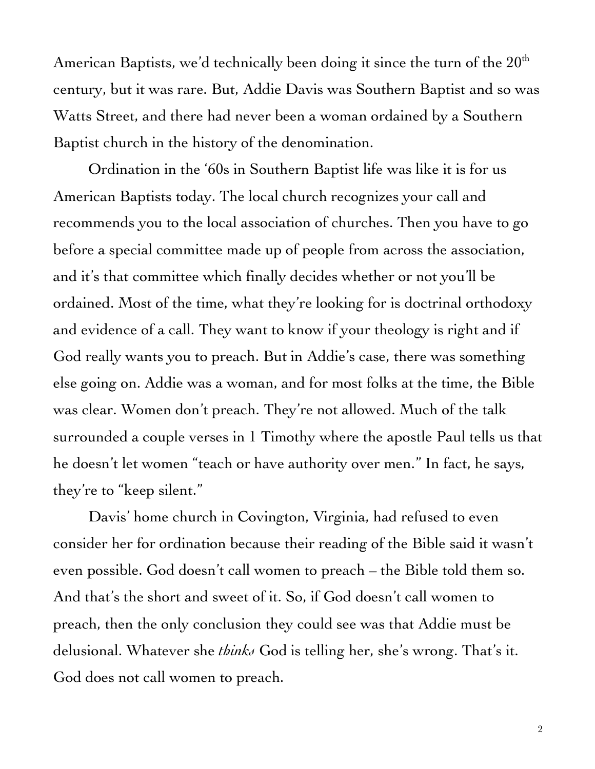American Baptists, we'd technically been doing it since the turn of the 20th century, but it was rare. But, Addie Davis was Southern Baptist and so was Watts Street, and there had never been a woman ordained by a Southern Baptist church in the history of the denomination.

Ordination in the '60s in Southern Baptist life was like it is for us American Baptists today. The local church recognizes your call and recommends you to the local association of churches. Then you have to go before a special committee made up of people from across the association, and it's that committee which finally decides whether or not you'll be ordained. Most of the time, what they're looking for is doctrinal orthodoxy and evidence of a call. They want to know if your theology is right and if God really wants you to preach. But in Addie's case, there was something else going on. Addie was a woman, and for most folks at the time, the Bible was clear. Women don't preach. They're not allowed. Much of the talk surrounded a couple verses in 1 Timothy where the apostle Paul tells us that he doesn't let women "teach or have authority over men." In fact, he says, they're to "keep silent."

Davis' home church in Covington, Virginia, had refused to even consider her for ordination because their reading of the Bible said it wasn't even possible. God doesn't call women to preach – the Bible told them so. And that's the short and sweet of it. So, if God doesn't call women to preach, then the only conclusion they could see was that Addie must be delusional. Whatever she *thinks* God is telling her, she's wrong. That's it. God does not call women to preach.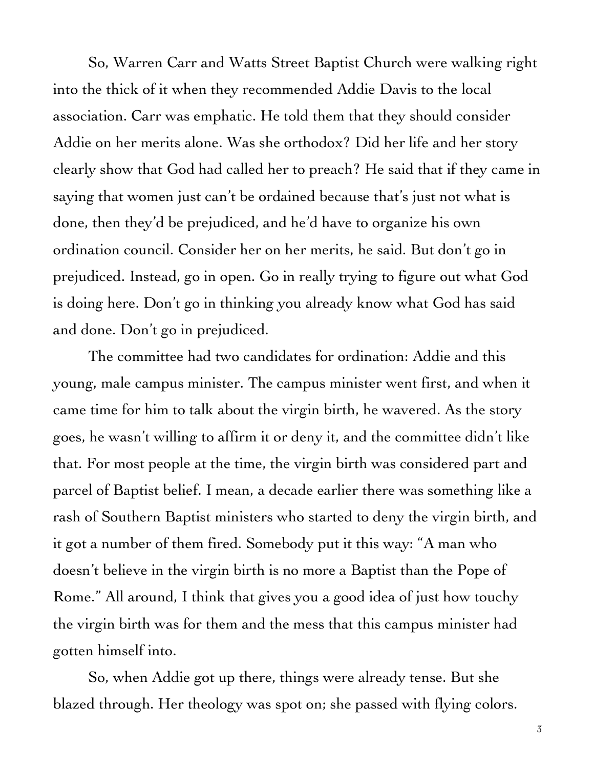So, Warren Carr and Watts Street Baptist Church were walking right into the thick of it when they recommended Addie Davis to the local association. Carr was emphatic. He told them that they should consider Addie on her merits alone. Was she orthodox? Did her life and her story clearly show that God had called her to preach? He said that if they came in saying that women just can't be ordained because that's just not what is done, then they'd be prejudiced, and he'd have to organize his own ordination council. Consider her on her merits, he said. But don't go in prejudiced. Instead, go in open. Go in really trying to figure out what God is doing here. Don't go in thinking you already know what God has said and done. Don't go in prejudiced.

The committee had two candidates for ordination: Addie and this young, male campus minister. The campus minister went first, and when it came time for him to talk about the virgin birth, he wavered. As the story goes, he wasn't willing to affirm it or deny it, and the committee didn't like that. For most people at the time, the virgin birth was considered part and parcel of Baptist belief. I mean, a decade earlier there was something like a rash of Southern Baptist ministers who started to deny the virgin birth, and it got a number of them fired. Somebody put it this way: "A man who doesn't believe in the virgin birth is no more a Baptist than the Pope of Rome." All around, I think that gives you a good idea of just how touchy the virgin birth was for them and the mess that this campus minister had gotten himself into.

So, when Addie got up there, things were already tense. But she blazed through. Her theology was spot on; she passed with flying colors.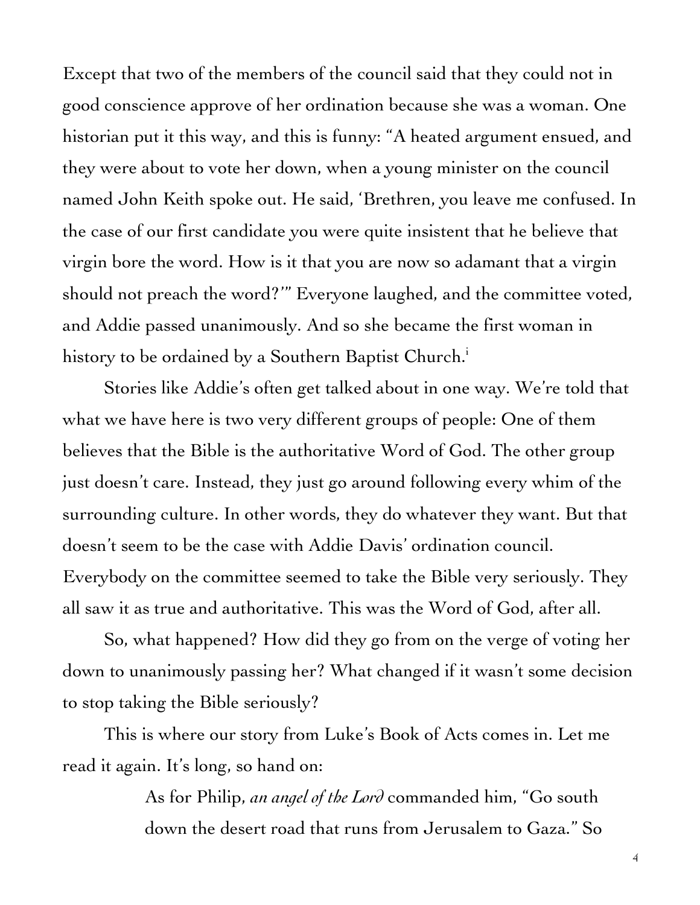Except that two of the members of the council said that they could not in good conscience approve of her ordination because she was a woman. One historian put it this way, and this is funny: "A heated argument ensued, and they were about to vote her down, when a young minister on the council named John Keith spoke out. He said, 'Brethren, you leave me confused. In the case of our first candidate you were quite insistent that he believe that virgin bore the word. How is it that you are now so adamant that a virgin should not preach the word?'" Everyone laughed, and the committee voted, and Addie passed unanimously. And so she became the first woman in history to be ordained by a Southern Baptist Church.[i]

Stories like Addie's often get talked about in one way. We're told that what we have here is two very different groups of people: One of them believes that the Bible is the authoritative Word of God. The other group just doesn't care. Instead, they just go around following every whim of the surrounding culture. In other words, they do whatever they want. But that doesn't seem to be the case with Addie Davis' ordination council. Everybody on the committee seemed to take the Bible very seriously. They all saw it as true and authoritative. This was the Word of God, after all.

So, what happened? How did they go from on the verge of voting her down to unanimously passing her? What changed if it wasn't some decision to stop taking the Bible seriously?

This is where our story from Luke's Book of Acts comes in. Let me read it again. It's long, so hand on:

> As for Philip, *an angel of the Lord* commanded him, "Go south down the desert road that runs from Jerusalem to Gaza." So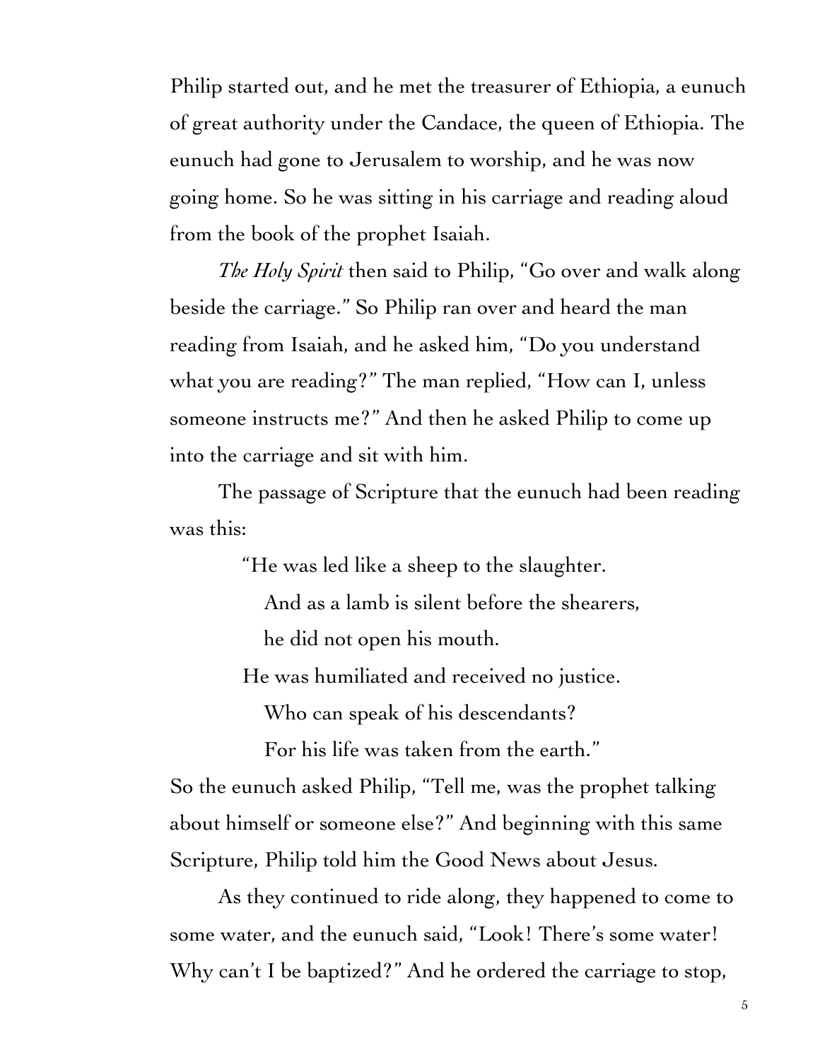Philip started out, and he met the treasurer of Ethiopia, a eunuch of great authority under the Candace, the queen of Ethiopia. The eunuch had gone to Jerusalem to worship, and he was now going home. So he was sitting in his carriage and reading aloud from the book of the prophet Isaiah.

*The Holy Spirit* then said to Philip, "Go over and walk along beside the carriage." So Philip ran over and heard the man reading from Isaiah, and he asked him, "Do you understand what you are reading?" The man replied, "How can I, unless someone instructs me?" And then he asked Philip to come up into the carriage and sit with him.

The passage of Scripture that the eunuch had been reading was this:

> "He was led like a sheep to the slaughter.
> And as a lamb is silent before the shearers,
> he did not open his mouth.
> He was humiliated and received no justice.
> Who can speak of his descendants?
> For his life was taken from the earth."

So the eunuch asked Philip, "Tell me, was the prophet talking about himself or someone else?" And beginning with this same Scripture, Philip told him the Good News about Jesus.

As they continued to ride along, they happened to come to some water, and the eunuch said, "Look! There's some water! Why can't I be baptized?" And he ordered the carriage to stop,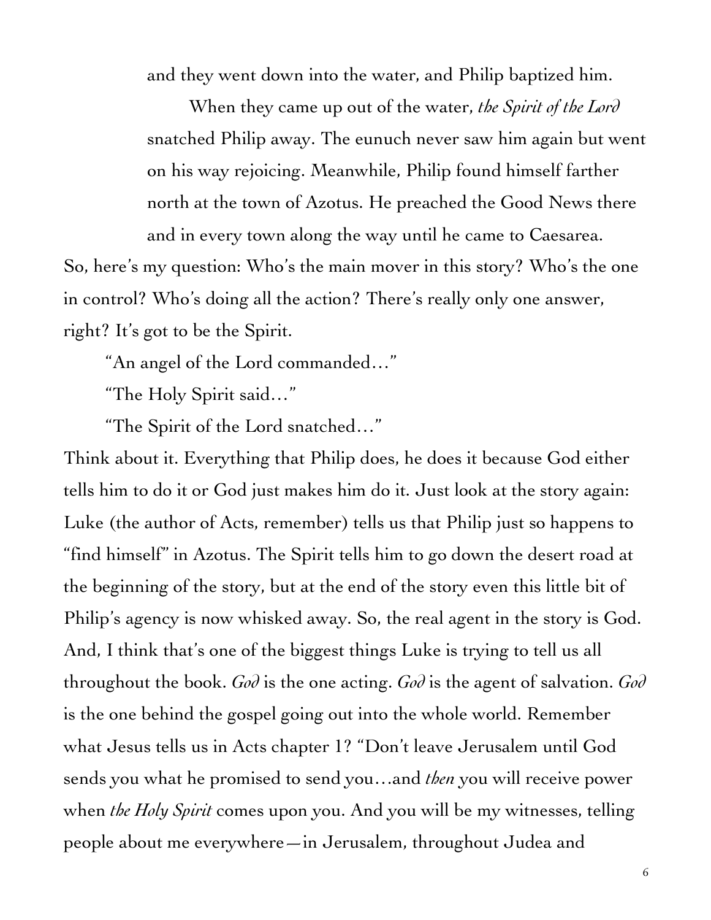> and they went down into the water, and Philip baptized him.
>
> When they came up out of the water, *the Spirit of the Lord* snatched Philip away. The eunuch never saw him again but went on his way rejoicing. Meanwhile, Philip found himself farther north at the town of Azotus. He preached the Good News there and in every town along the way until he came to Caesarea.

So, here's my question: Who's the main mover in this story? Who's the one in control? Who's doing all the action? There's really only one answer, right? It's got to be the Spirit.

"An angel of the Lord commanded…"

"The Holy Spirit said…"

"The Spirit of the Lord snatched…"

Think about it. Everything that Philip does, he does it because God either tells him to do it or God just makes him do it. Just look at the story again: Luke (the author of Acts, remember) tells us that Philip just so happens to "find himself" in Azotus. The Spirit tells him to go down the desert road at the beginning of the story, but at the end of the story even this little bit of Philip's agency is now whisked away. So, the real agent in the story is God. And, I think that's one of the biggest things Luke is trying to tell us all throughout the book. *God* is the one acting. *God* is the agent of salvation. *God* is the one behind the gospel going out into the whole world. Remember what Jesus tells us in Acts chapter 1? "Don't leave Jerusalem until God sends you what he promised to send you…and *then* you will receive power when *the Holy Spirit* comes upon you. And you will be my witnesses, telling people about me everywhere—in Jerusalem, throughout Judea and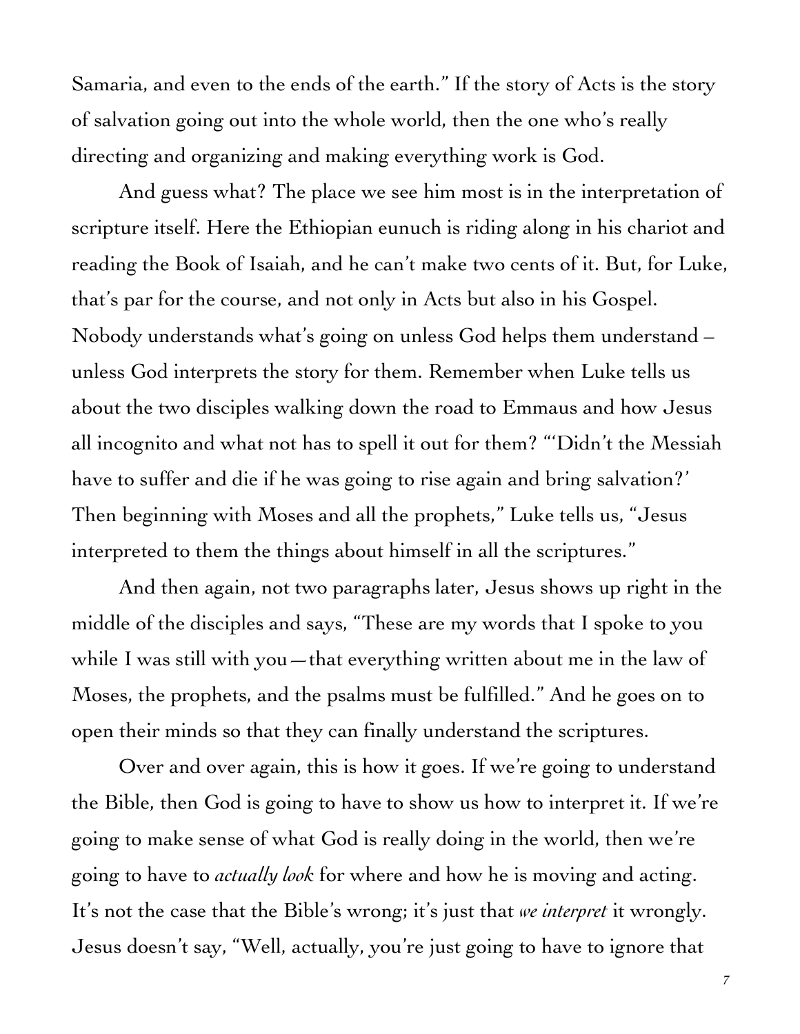Samaria, and even to the ends of the earth." If the story of Acts is the story of salvation going out into the whole world, then the one who's really directing and organizing and making everything work is God.

And guess what? The place we see him most is in the interpretation of scripture itself. Here the Ethiopian eunuch is riding along in his chariot and reading the Book of Isaiah, and he can't make two cents of it. But, for Luke, that's par for the course, and not only in Acts but also in his Gospel. Nobody understands what's going on unless God helps them understand – unless God interprets the story for them. Remember when Luke tells us about the two disciples walking down the road to Emmaus and how Jesus all incognito and what not has to spell it out for them? "'Didn't the Messiah have to suffer and die if he was going to rise again and bring salvation?' Then beginning with Moses and all the prophets," Luke tells us, "Jesus interpreted to them the things about himself in all the scriptures."

And then again, not two paragraphs later, Jesus shows up right in the middle of the disciples and says, "These are my words that I spoke to you while I was still with you—that everything written about me in the law of Moses, the prophets, and the psalms must be fulfilled." And he goes on to open their minds so that they can finally understand the scriptures.

Over and over again, this is how it goes. If we're going to understand the Bible, then God is going to have to show us how to interpret it. If we're going to make sense of what God is really doing in the world, then we're going to have to *actually look* for where and how he is moving and acting. It's not the case that the Bible's wrong; it's just that *we interpret* it wrongly. Jesus doesn't say, "Well, actually, you're just going to have to ignore that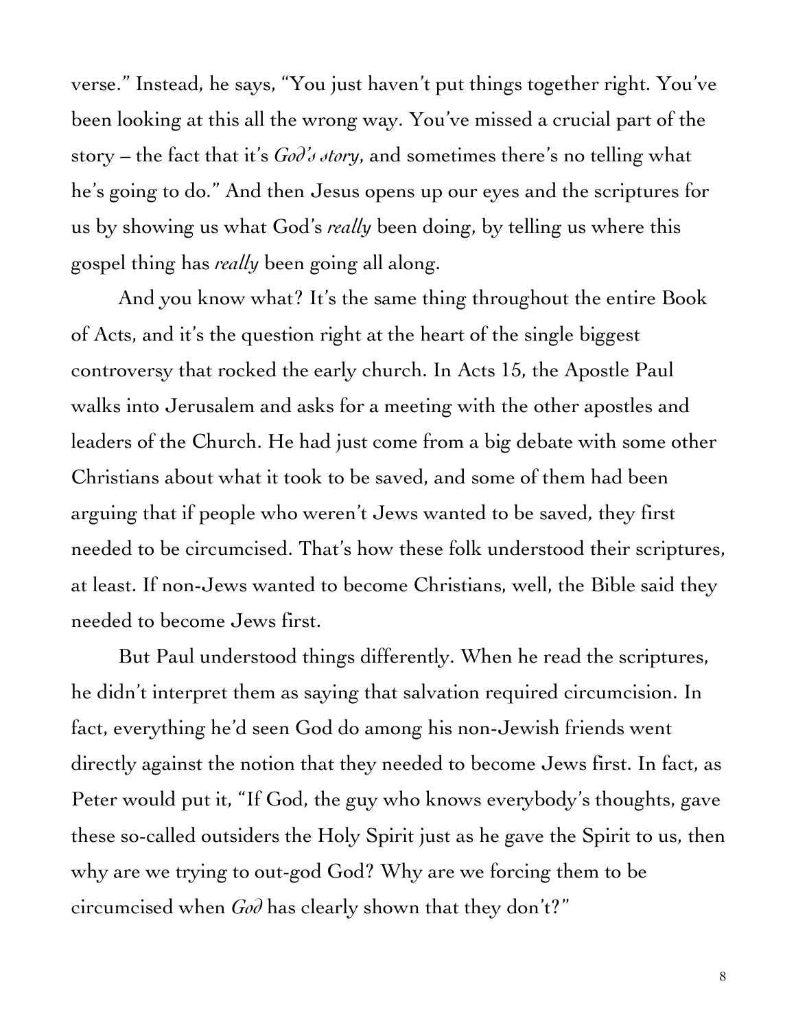verse." Instead, he says, "You just haven't put things together right. You've been looking at this all the wrong way. You've missed a crucial part of the story – the fact that it's *God's story*, and sometimes there's no telling what he's going to do." And then Jesus opens up our eyes and the scriptures for us by showing us what God's *really* been doing, by telling us where this gospel thing has *really* been going all along.

And you know what? It's the same thing throughout the entire Book of Acts, and it's the question right at the heart of the single biggest controversy that rocked the early church. In Acts 15, the Apostle Paul walks into Jerusalem and asks for a meeting with the other apostles and leaders of the Church. He had just come from a big debate with some other Christians about what it took to be saved, and some of them had been arguing that if people who weren't Jews wanted to be saved, they first needed to be circumcised. That's how these folk understood their scriptures, at least. If non-Jews wanted to become Christians, well, the Bible said they needed to become Jews first.

But Paul understood things differently. When he read the scriptures, he didn't interpret them as saying that salvation required circumcision. In fact, everything he'd seen God do among his non-Jewish friends went directly against the notion that they needed to become Jews first. In fact, as Peter would put it, "If God, the guy who knows everybody's thoughts, gave these so-called outsiders the Holy Spirit just as he gave the Spirit to us, then why are we trying to out-god God? Why are we forcing them to be circumcised when *God* has clearly shown that they don't?"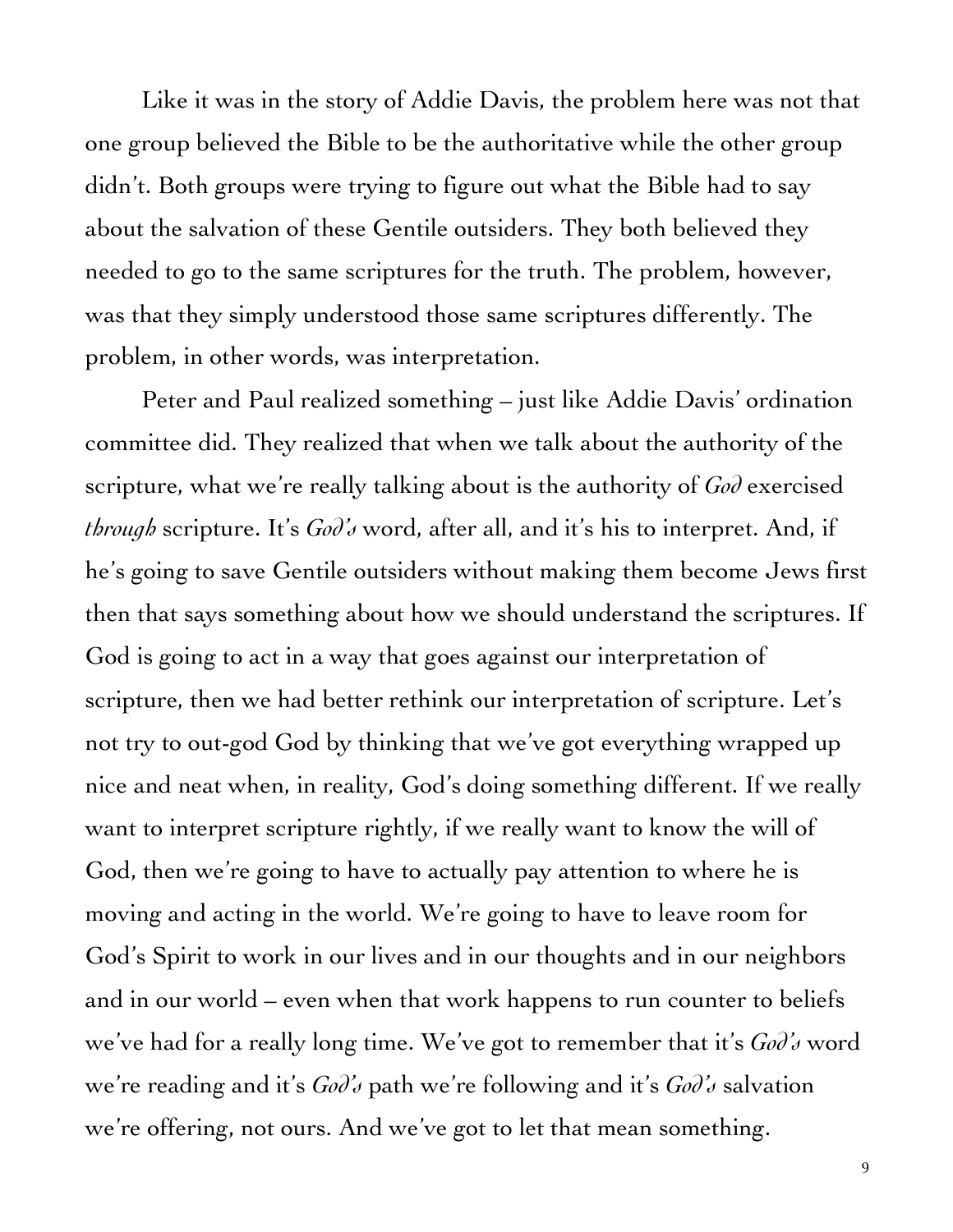Like it was in the story of Addie Davis, the problem here was not that one group believed the Bible to be the authoritative while the other group didn't. Both groups were trying to figure out what the Bible had to say about the salvation of these Gentile outsiders. They both believed they needed to go to the same scriptures for the truth. The problem, however, was that they simply understood those same scriptures differently. The problem, in other words, was interpretation.

Peter and Paul realized something – just like Addie Davis' ordination committee did. They realized that when we talk about the authority of the scripture, what we're really talking about is the authority of *God* exercised *through* scripture. It's *God's* word, after all, and it's his to interpret. And, if he's going to save Gentile outsiders without making them become Jews first then that says something about how we should understand the scriptures. If God is going to act in a way that goes against our interpretation of scripture, then we had better rethink our interpretation of scripture. Let's not try to out-god God by thinking that we've got everything wrapped up nice and neat when, in reality, God's doing something different. If we really want to interpret scripture rightly, if we really want to know the will of God, then we're going to have to actually pay attention to where he is moving and acting in the world. We're going to have to leave room for God's Spirit to work in our lives and in our thoughts and in our neighbors and in our world – even when that work happens to run counter to beliefs we've had for a really long time. We've got to remember that it's *God's* word we're reading and it's *God's* path we're following and it's *God's* salvation we're offering, not ours. And we've got to let that mean something.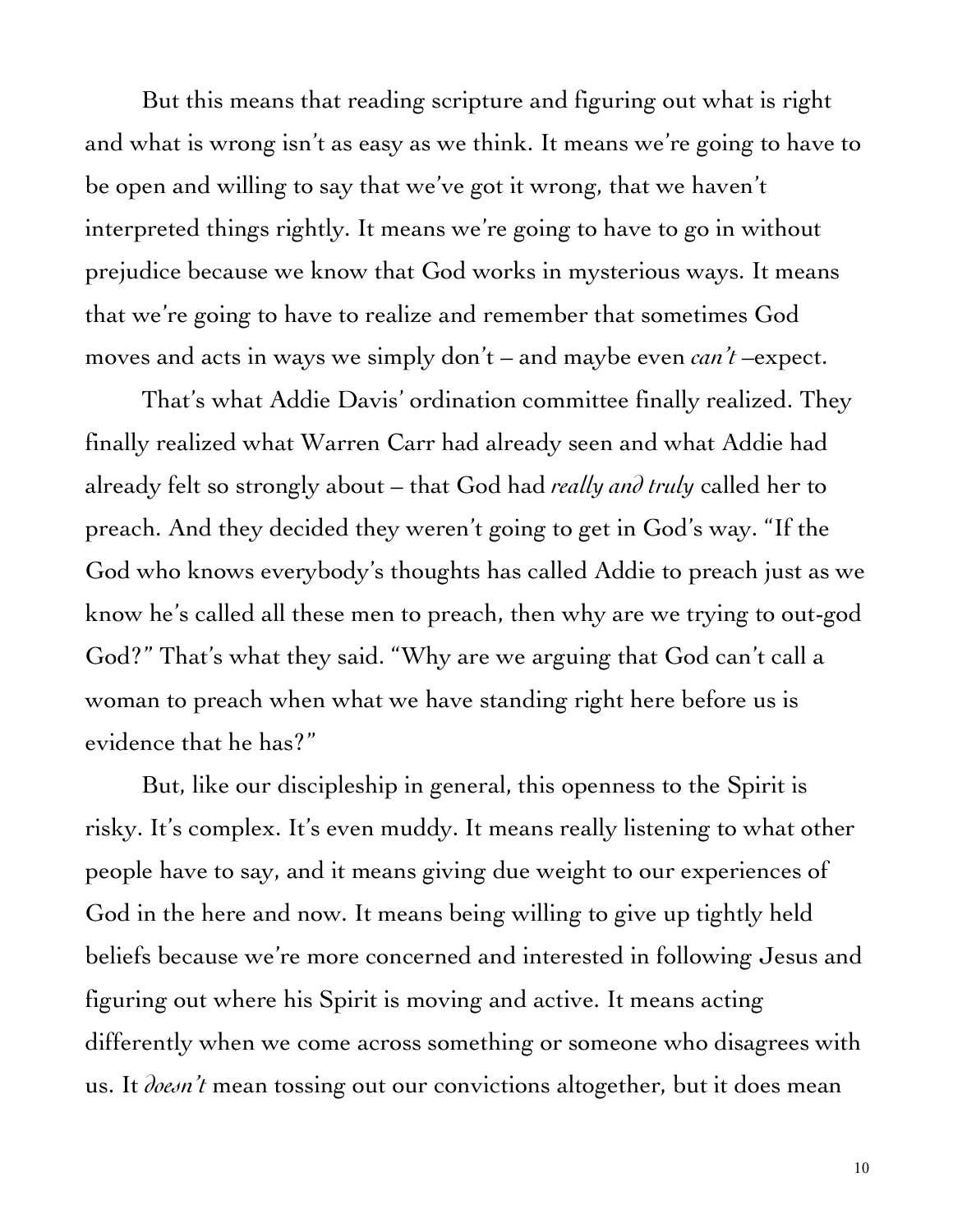But this means that reading scripture and figuring out what is right and what is wrong isn't as easy as we think. It means we're going to have to be open and willing to say that we've got it wrong, that we haven't interpreted things rightly. It means we're going to have to go in without prejudice because we know that God works in mysterious ways. It means that we're going to have to realize and remember that sometimes God moves and acts in ways we simply don't – and maybe even *can't* –expect.

That's what Addie Davis' ordination committee finally realized. They finally realized what Warren Carr had already seen and what Addie had already felt so strongly about – that God had *really and truly* called her to preach. And they decided they weren't going to get in God's way. "If the God who knows everybody's thoughts has called Addie to preach just as we know he's called all these men to preach, then why are we trying to out-god God?" That's what they said. "Why are we arguing that God can't call a woman to preach when what we have standing right here before us is evidence that he has?"

But, like our discipleship in general, this openness to the Spirit is risky. It's complex. It's even muddy. It means really listening to what other people have to say, and it means giving due weight to our experiences of God in the here and now. It means being willing to give up tightly held beliefs because we're more concerned and interested in following Jesus and figuring out where his Spirit is moving and active. It means acting differently when we come across something or someone who disagrees with us. It *doesn't* mean tossing out our convictions altogether, but it does mean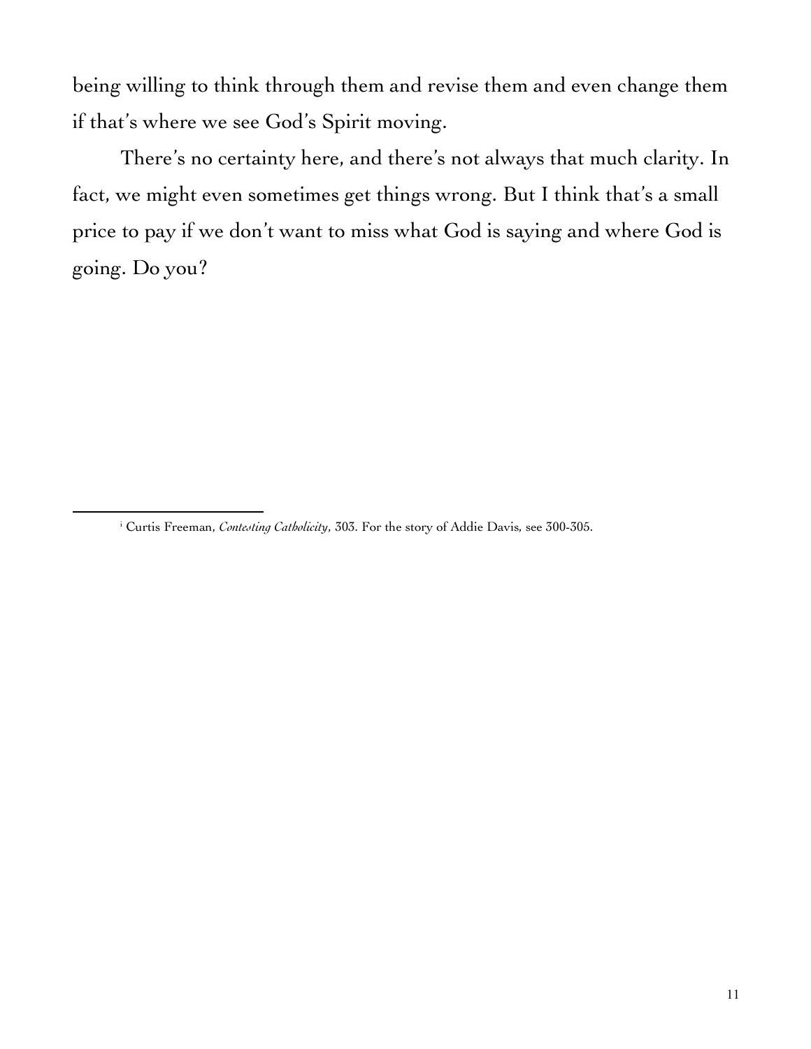being willing to think through them and revise them and even change them if that's where we see God's Spirit moving.

There's no certainty here, and there's not always that much clarity. In fact, we might even sometimes get things wrong. But I think that's a small price to pay if we don't want to miss what God is saying and where God is going. Do you?

---

[i] Curtis Freeman, *Contesting Catholicity*, 303. For the story of Addie Davis, see 300-305.